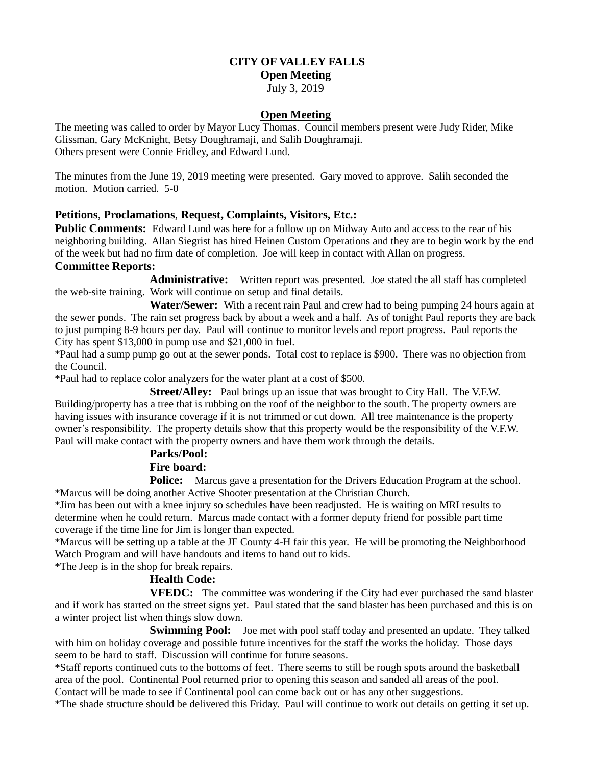# CITY OF VALLEY FALLS
## Open Meeting
July 3, 2019

## Open Meeting

The meeting was called to order by Mayor Lucy Thomas. Council members present were Judy Rider, Mike Glissman, Gary McKnight, Betsy Doughramaji, and Salih Doughramaji.
Others present were Connie Fridley, and Edward Lund.

The minutes from the June 19, 2019 meeting were presented. Gary moved to approve. Salih seconded the motion. Motion carried. 5-0

### Petitions, Proclamations, Request, Complaints, Visitors, Etc.:

**Public Comments:** Edward Lund was here for a follow up on Midway Auto and access to the rear of his neighboring building. Allan Siegrist has hired Heinen Custom Operations and they are to begin work by the end of the week but had no firm date of completion. Joe will keep in contact with Allan on progress.

### Committee Reports:

**Administrative:** Written report was presented. Joe stated the all staff has completed the web-site training. Work will continue on setup and final details.

**Water/Sewer:** With a recent rain Paul and crew had to being pumping 24 hours again at the sewer ponds. The rain set progress back by about a week and a half. As of tonight Paul reports they are back to just pumping 8-9 hours per day. Paul will continue to monitor levels and report progress. Paul reports the City has spent $13,000 in pump use and $21,000 in fuel.

*Paul had a sump pump go out at the sewer ponds. Total cost to replace is $900. There was no objection from the Council.

*Paul had to replace color analyzers for the water plant at a cost of $500.

**Street/Alley:** Paul brings up an issue that was brought to City Hall. The V.F.W. Building/property has a tree that is rubbing on the roof of the neighbor to the south. The property owners are having issues with insurance coverage if it is not trimmed or cut down. All tree maintenance is the property owner's responsibility. The property details show that this property would be the responsibility of the V.F.W. Paul will make contact with the property owners and have them work through the details.

**Parks/Pool:**

**Fire board:**

**Police:** Marcus gave a presentation for the Drivers Education Program at the school.

*Marcus will be doing another Active Shooter presentation at the Christian Church.

*Jim has been out with a knee injury so schedules have been readjusted. He is waiting on MRI results to determine when he could return. Marcus made contact with a former deputy friend for possible part time coverage if the time line for Jim is longer than expected.

*Marcus will be setting up a table at the JF County 4-H fair this year. He will be promoting the Neighborhood Watch Program and will have handouts and items to hand out to kids.

*The Jeep is in the shop for break repairs.

**Health Code:**

**VFEDC:** The committee was wondering if the City had ever purchased the sand blaster and if work has started on the street signs yet. Paul stated that the sand blaster has been purchased and this is on a winter project list when things slow down.

**Swimming Pool:** Joe met with pool staff today and presented an update. They talked with him on holiday coverage and possible future incentives for the staff the works the holiday. Those days seem to be hard to staff. Discussion will continue for future seasons.

*Staff reports continued cuts to the bottoms of feet. There seems to still be rough spots around the basketball area of the pool. Continental Pool returned prior to opening this season and sanded all areas of the pool. Contact will be made to see if Continental pool can come back out or has any other suggestions.

*The shade structure should be delivered this Friday. Paul will continue to work out details on getting it set up.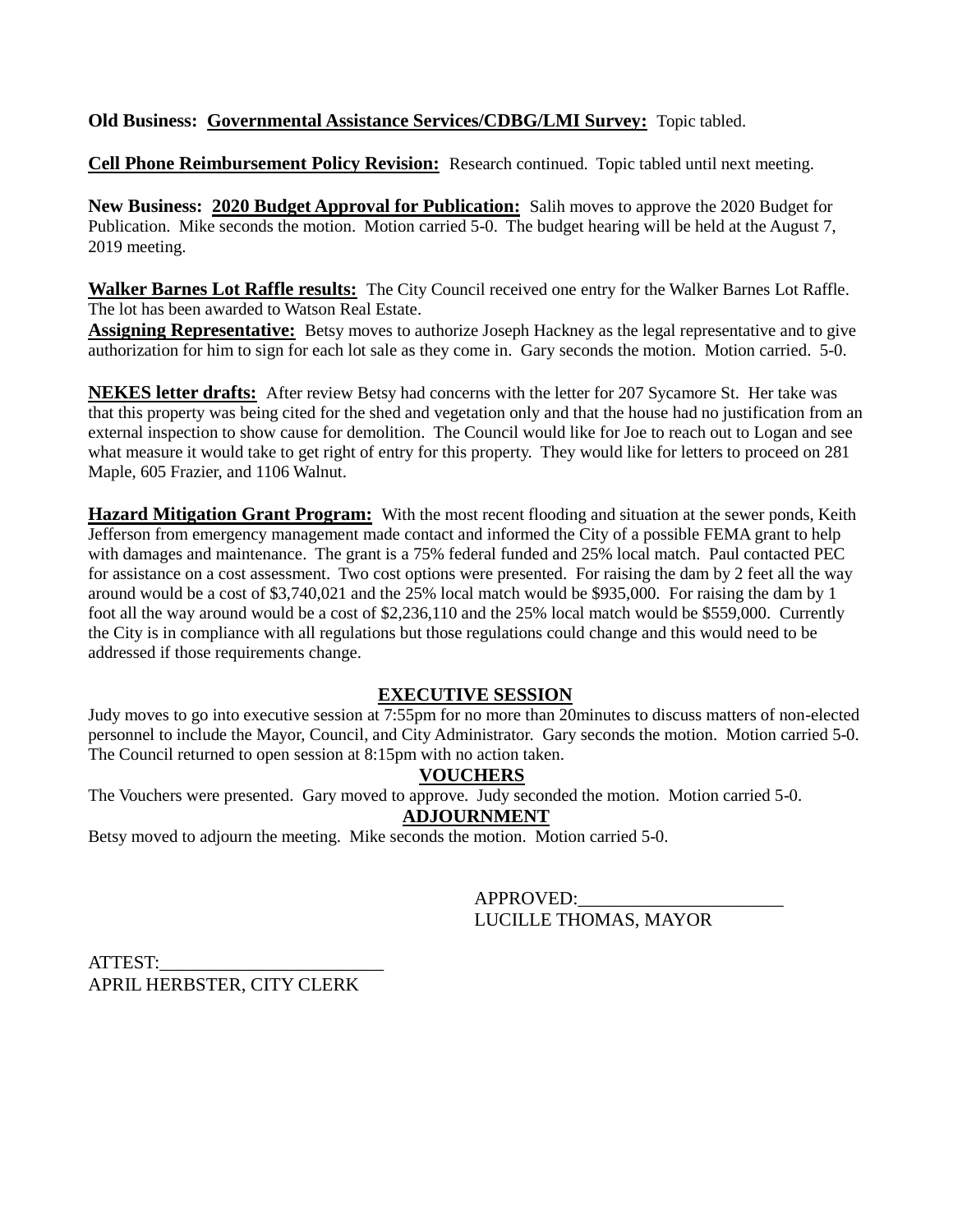**Old Business:** **Governmental Assistance Services/CDBG/LMI Survey:** Topic tabled.

**Cell Phone Reimbursement Policy Revision:** Research continued. Topic tabled until next meeting.

**New Business:** **2020 Budget Approval for Publication:** Salih moves to approve the 2020 Budget for Publication. Mike seconds the motion. Motion carried 5-0. The budget hearing will be held at the August 7, 2019 meeting.

**Walker Barnes Lot Raffle results:** The City Council received one entry for the Walker Barnes Lot Raffle. The lot has been awarded to Watson Real Estate.

**Assigning Representative:** Betsy moves to authorize Joseph Hackney as the legal representative and to give authorization for him to sign for each lot sale as they come in. Gary seconds the motion. Motion carried. 5-0.

**NEKES letter drafts:** After review Betsy had concerns with the letter for 207 Sycamore St. Her take was that this property was being cited for the shed and vegetation only and that the house had no justification from an external inspection to show cause for demolition. The Council would like for Joe to reach out to Logan and see what measure it would take to get right of entry for this property. They would like for letters to proceed on 281 Maple, 605 Frazier, and 1106 Walnut.

**Hazard Mitigation Grant Program:** With the most recent flooding and situation at the sewer ponds, Keith Jefferson from emergency management made contact and informed the City of a possible FEMA grant to help with damages and maintenance. The grant is a 75% federal funded and 25% local match. Paul contacted PEC for assistance on a cost assessment. Two cost options were presented. For raising the dam by 2 feet all the way around would be a cost of $3,740,021 and the 25% local match would be $935,000. For raising the dam by 1 foot all the way around would be a cost of $2,236,110 and the 25% local match would be $559,000. Currently the City is in compliance with all regulations but those regulations could change and this would need to be addressed if those requirements change.

## EXECUTIVE SESSION

Judy moves to go into executive session at 7:55pm for no more than 20minutes to discuss matters of non-elected personnel to include the Mayor, Council, and City Administrator. Gary seconds the motion. Motion carried 5-0. The Council returned to open session at 8:15pm with no action taken.

## VOUCHERS

The Vouchers were presented. Gary moved to approve. Judy seconded the motion. Motion carried 5-0.

## ADJOURNMENT

Betsy moved to adjourn the meeting. Mike seconds the motion. Motion carried 5-0.

APPROVED:______________________
LUCILLE THOMAS, MAYOR

ATTEST:________________________
APRIL HERBSTER, CITY CLERK